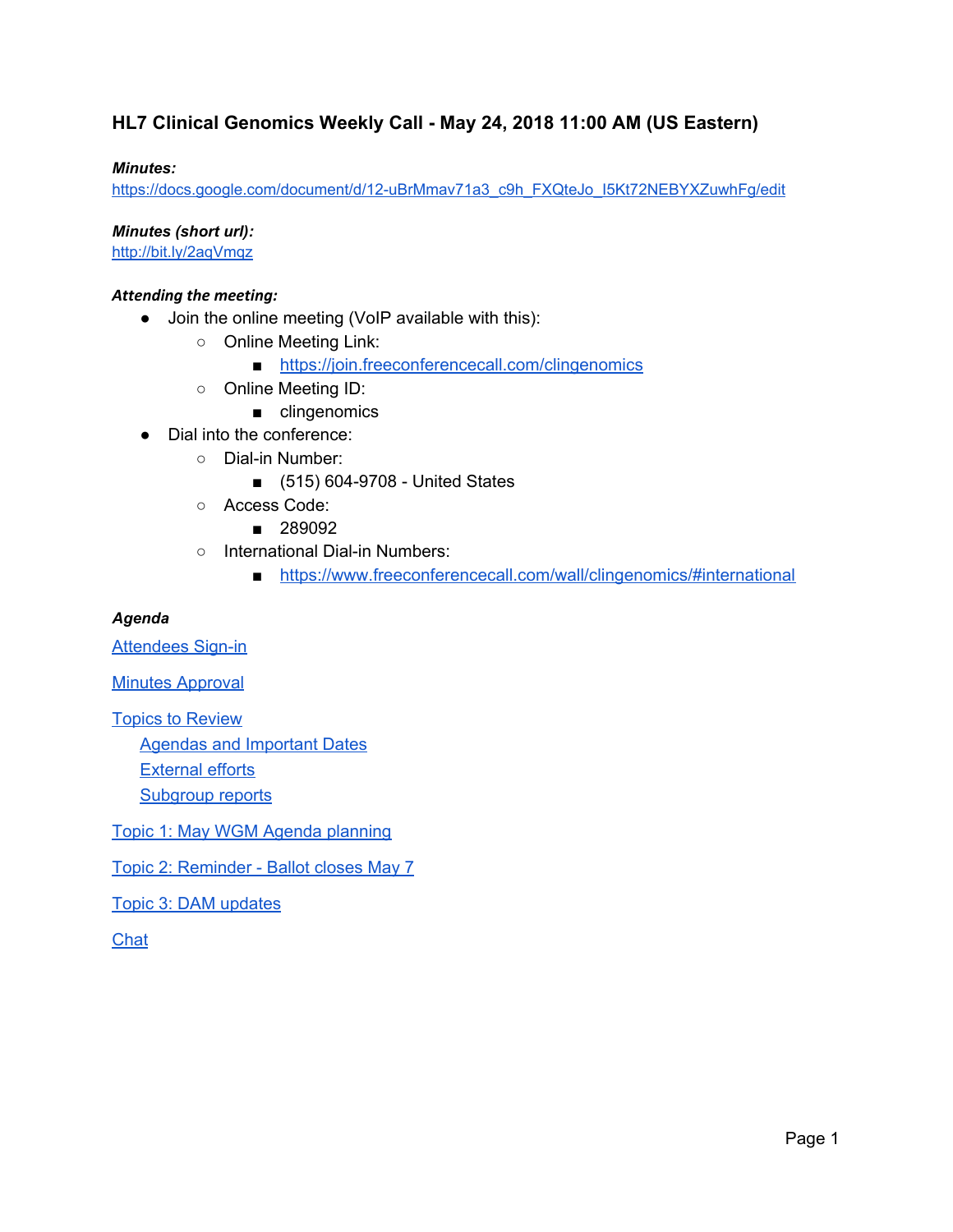# HL7 Clinical Genomics Weekly Call - May 24, 2018 11:00 AM (US Eastern)

***Minutes:***
https://docs.google.com/document/d/12-uBrMmav71a3_c9h_FXQteJo_I5Kt72NEBYXZuwhFg/edit

***Minutes (short url):***
http://bit.ly/2aqVmqz

***Attending the meeting:***

- Join the online meeting (VoIP available with this):
  - Online Meeting Link:
    - https://join.freeconferencecall.com/clingenomics
  - Online Meeting ID:
    - clingenomics
- Dial into the conference:
  - Dial-in Number:
    - (515) 604-9708 - United States
  - Access Code:
    - 289092
  - International Dial-in Numbers:
    - https://www.freeconferencecall.com/wall/clingenomics/#international

***Agenda***

Attendees Sign-in

Minutes Approval

Topics to Review

- Agendas and Important Dates
- External efforts
- Subgroup reports

Topic 1: May WGM Agenda planning

Topic 2: Reminder - Ballot closes May 7

Topic 3: DAM updates

Chat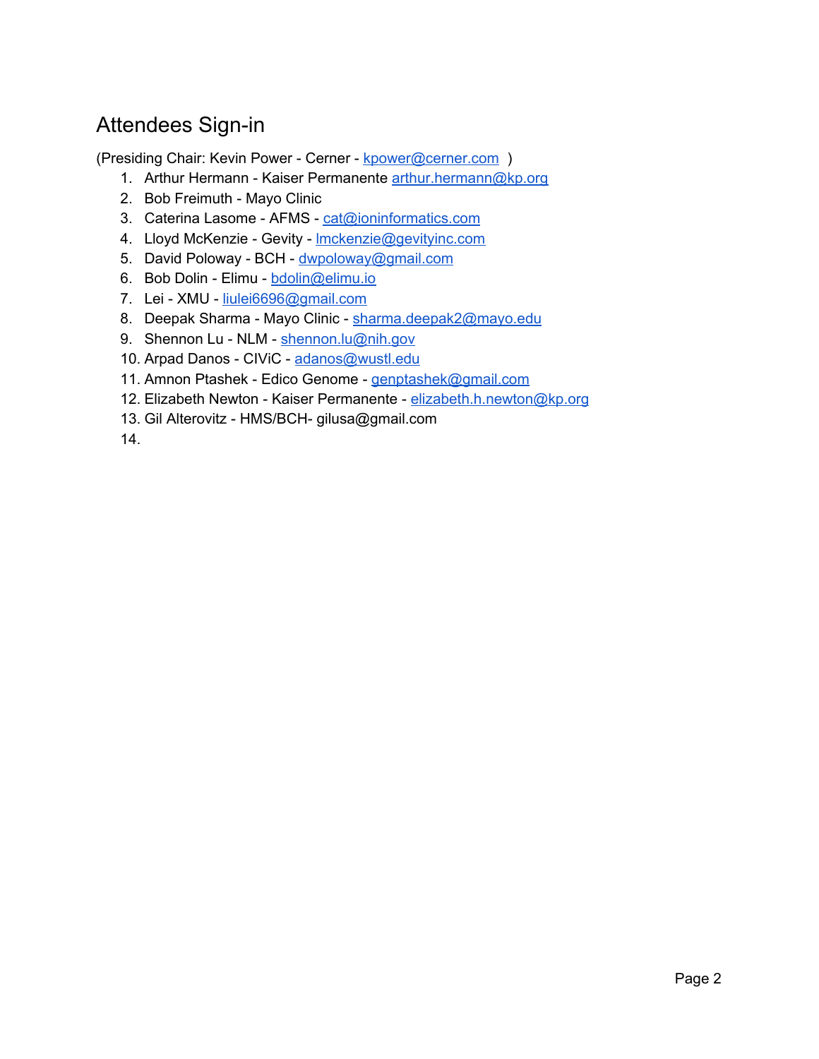## Attendees Sign-in

(Presiding Chair: Kevin Power - Cerner - kpower@cerner.com )

1. Arthur Hermann - Kaiser Permanente arthur.hermann@kp.org
2. Bob Freimuth - Mayo Clinic
3. Caterina Lasome - AFMS - cat@ioninformatics.com
4. Lloyd McKenzie - Gevity - lmckenzie@gevityinc.com
5. David Poloway - BCH - dwpoloway@gmail.com
6. Bob Dolin - Elimu - bdolin@elimu.io
7. Lei - XMU - liulei6696@gmail.com
8. Deepak Sharma - Mayo Clinic - sharma.deepak2@mayo.edu
9. Shennon Lu - NLM - shennon.lu@nih.gov
10. Arpad Danos - CIViC - adanos@wustl.edu
11. Amnon Ptashek - Edico Genome - genptashek@gmail.com
12. Elizabeth Newton - Kaiser Permanente - elizabeth.h.newton@kp.org
13. Gil Alterovitz - HMS/BCH- gilusa@gmail.com
14.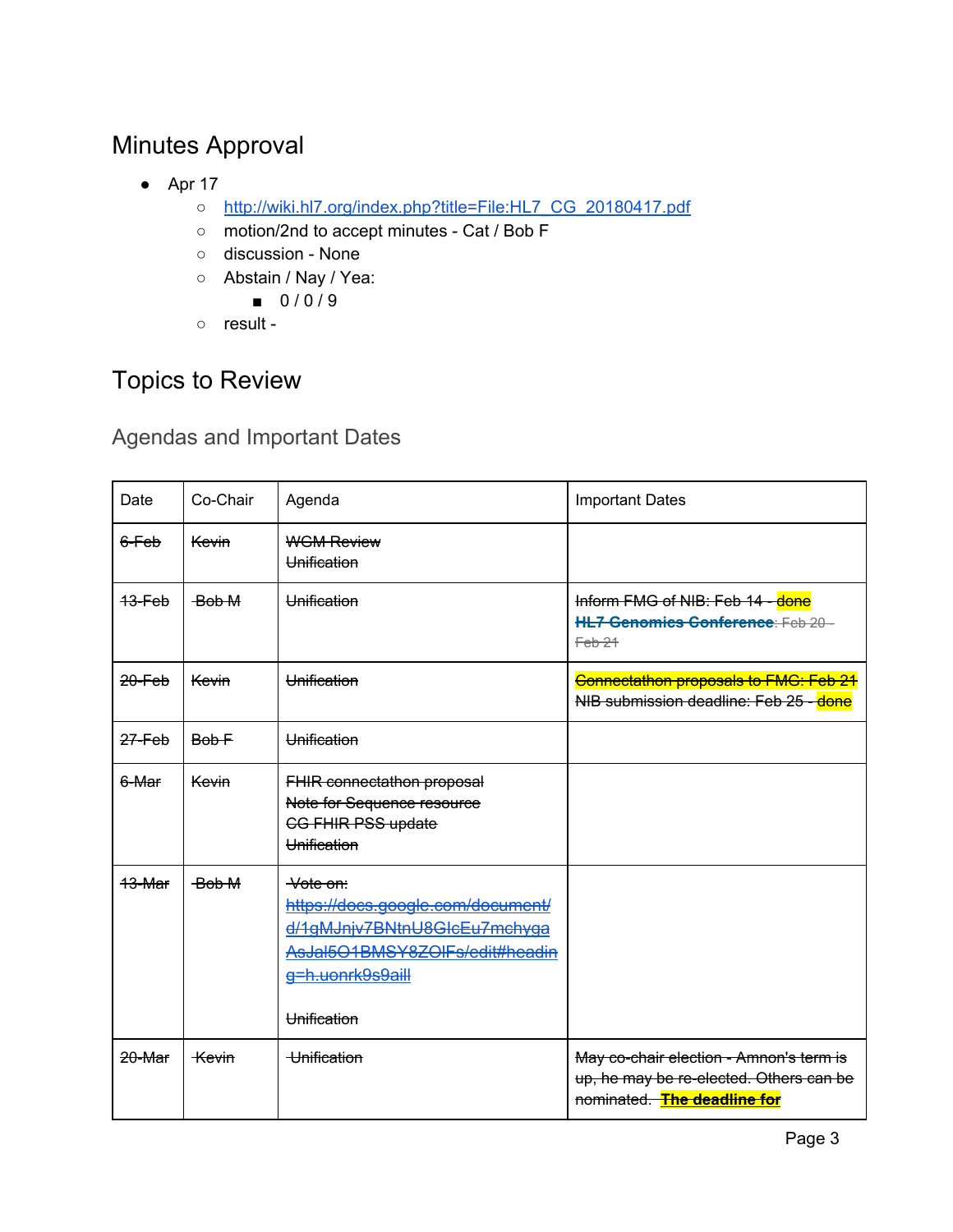## Minutes Approval

- Apr 17
  - http://wiki.hl7.org/index.php?title=File:HL7_CG_20180417.pdf
  - motion/2nd to accept minutes - Cat / Bob F
  - discussion - None
  - Abstain / Nay / Yea:
    - 0 / 0 / 9
  - result -

## Topics to Review

### Agendas and Important Dates

| Date | Co-Chair | Agenda | Important Dates |
|---|---|---|---|
| ~~6-Feb~~ | ~~Kevin~~ | ~~WGM Review~~<br>~~Unification~~ | |
| ~~13-Feb~~ | ~~Bob M~~ | ~~Unification~~ | ~~Inform FMG of NIB: Feb 14 - done~~<br>~~**HL7 Genomics Conference**: Feb 20 - Feb 21~~ |
| ~~20-Feb~~ | ~~Kevin~~ | ~~Unification~~ | ~~Connectathon proposals to FMG: Feb 21~~<br>~~NIB submission deadline: Feb 25 - done~~ |
| ~~27-Feb~~ | ~~Bob F~~ | ~~Unification~~ | |
| ~~6-Mar~~ | ~~Kevin~~ | ~~FHIR connectathon proposal~~<br>~~Note for Sequence resource~~<br>~~CG FHIR PSS update~~<br>~~Unification~~ | |
| ~~13-Mar~~ | ~~Bob M~~ | ~~Vote on: https://docs.google.com/document/d/1gMJnjv7BNtnU8GIcEu7mchygaAsJal5O1BMSY8ZOlFs/edit#heading=h.uonrk9s9aill~~<br><br>~~Unification~~ | |
| ~~20-Mar~~ | ~~Kevin~~ | ~~Unification~~ | ~~May co-chair election - Amnon's term is up, he may be re-elected. Others can be nominated. **The deadline for**~~ |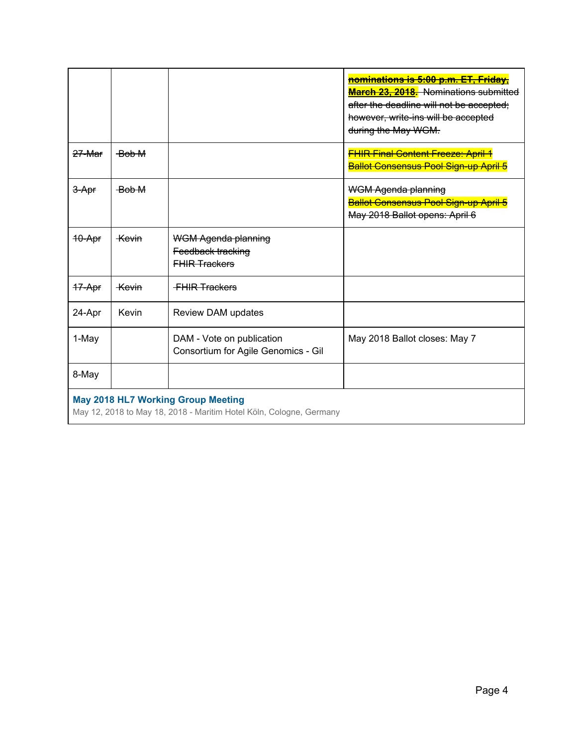| | | | |
|---|---|---|---|
| | | | ~~**nominations is 5:00 p.m. ET, Friday, March 23, 2018**. Nominations submitted after the deadline will not be accepted; however, write-ins will be accepted during the May WGM.~~ |
| ~~27-Mar~~ | ~~Bob M~~ | | ~~FHIR Final Content Freeze: April 1~~<br>~~Ballot Consensus Pool Sign-up April 5~~ |
| ~~3-Apr~~ | ~~Bob M~~ | | ~~WGM Agenda planning~~<br>~~Ballot Consensus Pool Sign-up April 5~~<br>~~May 2018 Ballot opens: April 6~~ |
| ~~10-Apr~~ | ~~Kevin~~ | ~~WGM Agenda planning~~<br>~~Feedback tracking~~<br>~~FHIR Trackers~~ | |
| ~~17-Apr~~ | ~~Kevin~~ | ~~FHIR Trackers~~ | |
| 24-Apr | Kevin | Review DAM updates | |
| 1-May | | DAM - Vote on publication<br>Consortium for Agile Genomics - Gil | May 2018 Ballot closes: May 7 |
| 8-May | | | |
| **May 2018 HL7 Working Group Meeting**<br>May 12, 2018 to May 18, 2018 - Maritim Hotel Köln, Cologne, Germany | | | |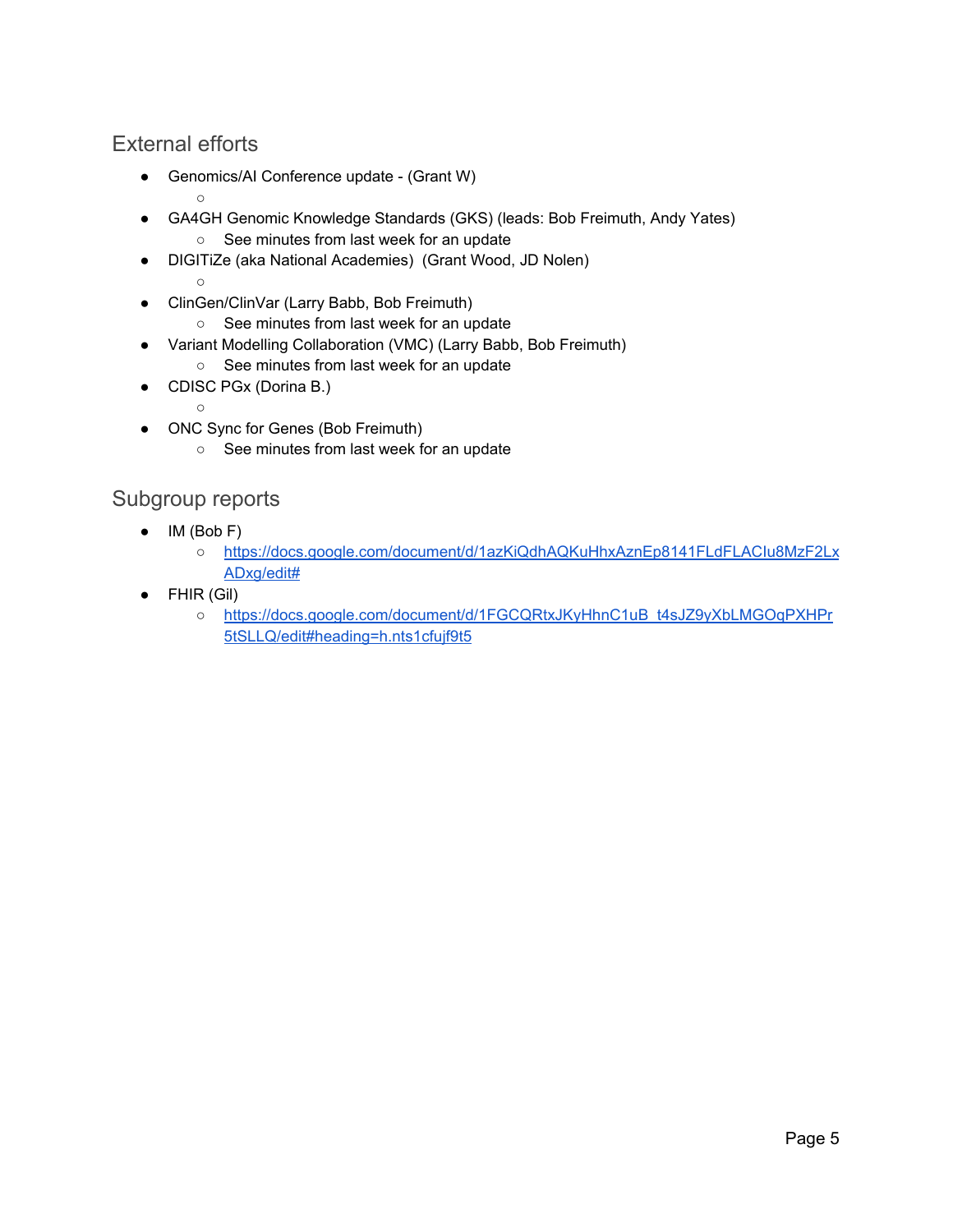## External efforts

- Genomics/AI Conference update - (Grant W)
    - 
- GA4GH Genomic Knowledge Standards (GKS) (leads: Bob Freimuth, Andy Yates)
    - See minutes from last week for an update
- DIGITiZe (aka National Academies) (Grant Wood, JD Nolen)
    - 
- ClinGen/ClinVar (Larry Babb, Bob Freimuth)
    - See minutes from last week for an update
- Variant Modelling Collaboration (VMC) (Larry Babb, Bob Freimuth)
    - See minutes from last week for an update
- CDISC PGx (Dorina B.)
    - 
- ONC Sync for Genes (Bob Freimuth)
    - See minutes from last week for an update

## Subgroup reports

- IM (Bob F)
    - https://docs.google.com/document/d/1azKiQdhAQKuHhxAznEp8141FLdFLACIu8MzF2LxADxg/edit#
- FHIR (Gil)
    - https://docs.google.com/document/d/1FGCQRtxJKyHhnC1uB_t4sJZ9yXbLMGOqPXHPr5tSLLQ/edit#heading=h.nts1cfujf9t5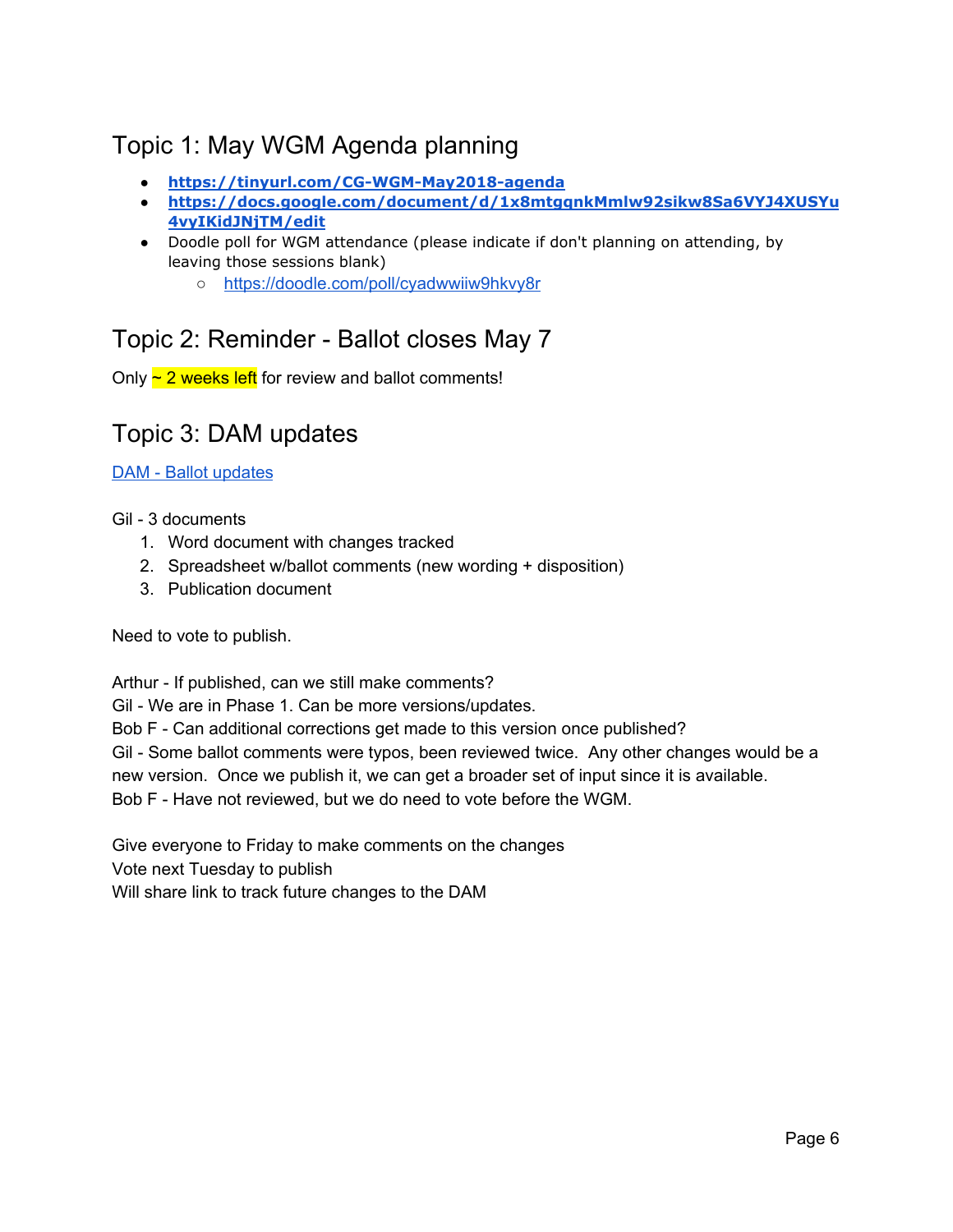## Topic 1: May WGM Agenda planning

- **https://tinyurl.com/CG-WGM-May2018-agenda**
- **https://docs.google.com/document/d/1x8mtgqnkMmlw92sikw8Sa6VYJ4XUSYu4vyIKidJNjTM/edit**
- Doodle poll for WGM attendance (please indicate if don't planning on attending, by leaving those sessions blank)
  - https://doodle.com/poll/cyadwwiiw9hkvy8r

## Topic 2: Reminder - Ballot closes May 7

Only ~ 2 weeks left for review and ballot comments!

## Topic 3: DAM updates

DAM - Ballot updates

Gil - 3 documents

1. Word document with changes tracked
2. Spreadsheet w/ballot comments (new wording + disposition)
3. Publication document

Need to vote to publish.

Arthur - If published, can we still make comments?
Gil - We are in Phase 1. Can be more versions/updates.
Bob F - Can additional corrections get made to this version once published?
Gil - Some ballot comments were typos, been reviewed twice. Any other changes would be a new version. Once we publish it, we can get a broader set of input since it is available.
Bob F - Have not reviewed, but we do need to vote before the WGM.

Give everyone to Friday to make comments on the changes
Vote next Tuesday to publish
Will share link to track future changes to the DAM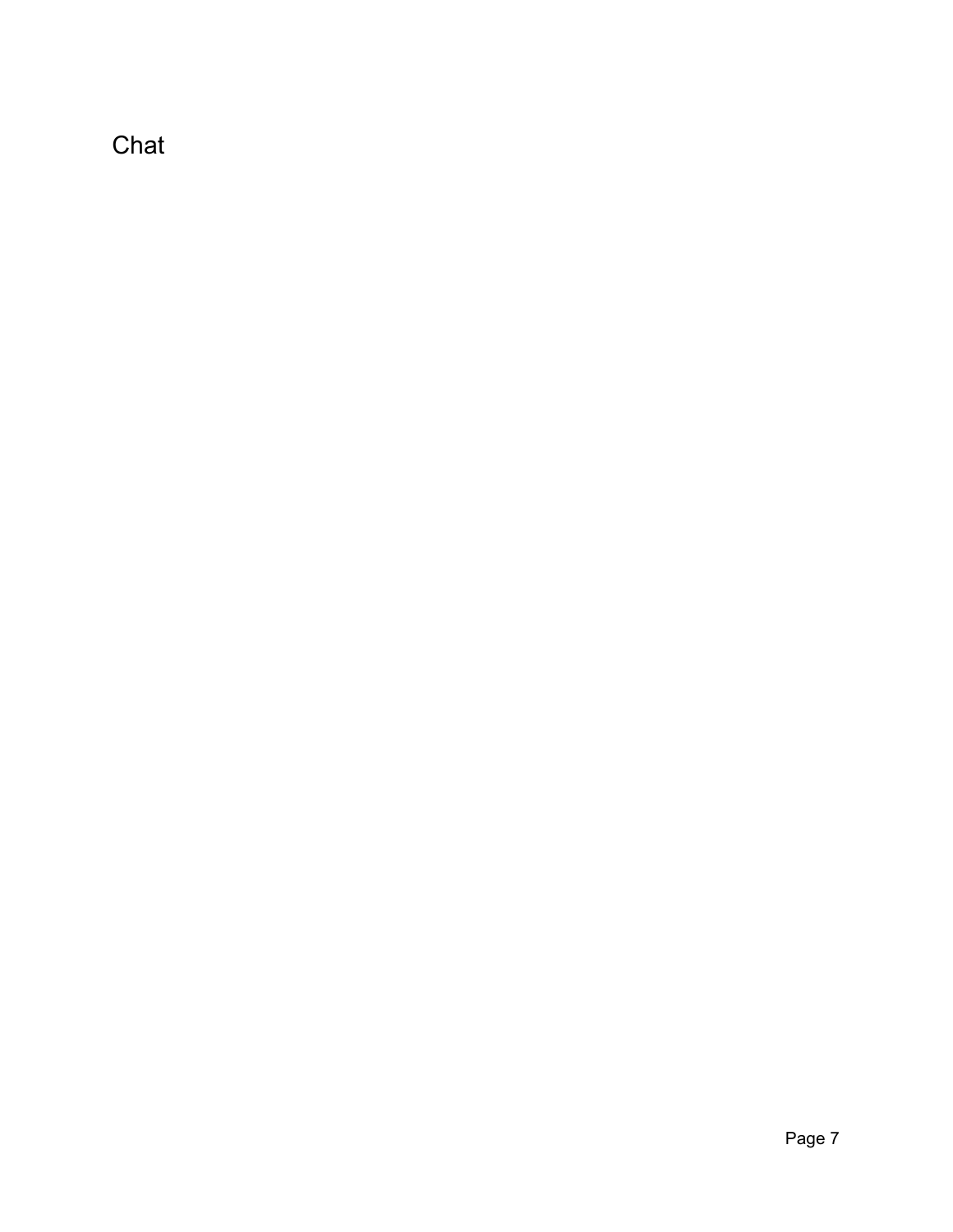Chat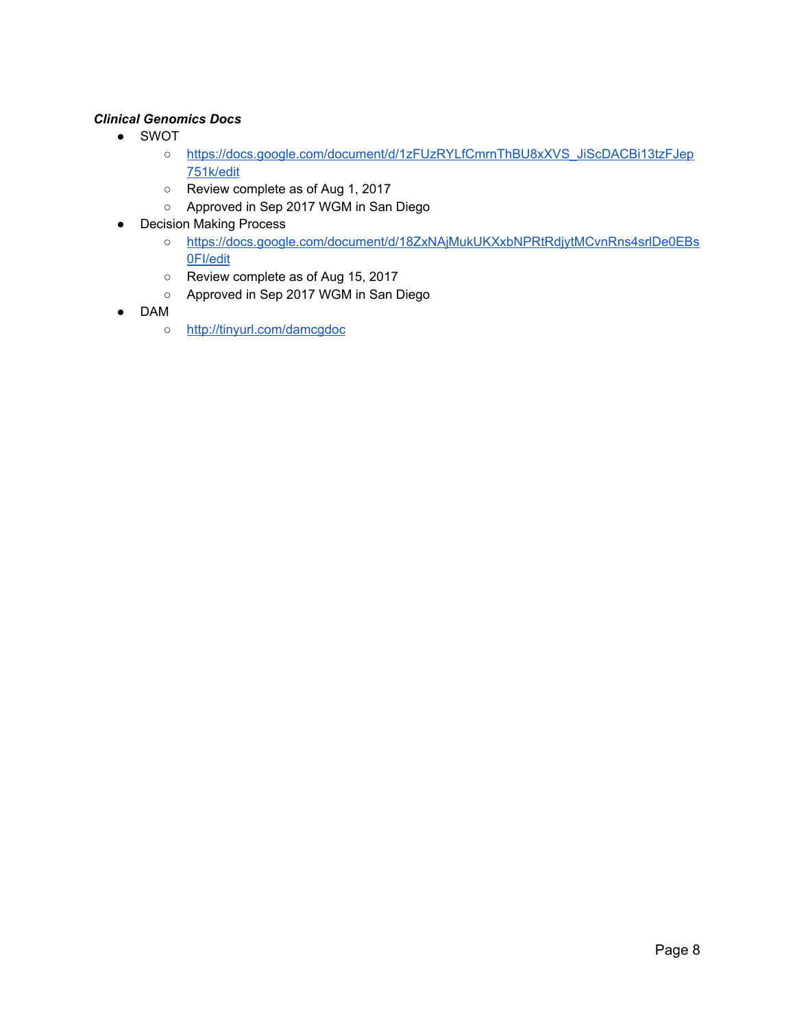***Clinical Genomics Docs***

- SWOT
  - https://docs.google.com/document/d/1zFUzRYLfCmrnThBU8xXVS_JiScDACBi13tzFJep751k/edit
  - Review complete as of Aug 1, 2017
  - Approved in Sep 2017 WGM in San Diego
- Decision Making Process
  - https://docs.google.com/document/d/18ZxNAjMukUKXxbNPRtRdjytMCvnRns4srlDe0EBs0FI/edit
  - Review complete as of Aug 15, 2017
  - Approved in Sep 2017 WGM in San Diego
- DAM
  - http://tinyurl.com/damcgdoc